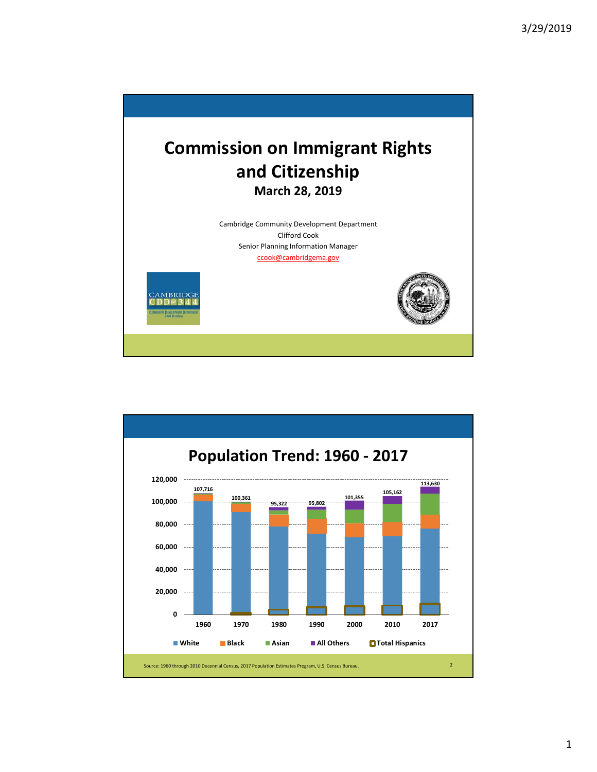# Commission on Immigrant Rights and Citizenship

## March 28, 2019

Cambridge Community Development Department
Clifford Cook
Senior Planning Information Manager
ccook@cambridgema.gov

# Population Trend: 1960 - 2017

| Year | Total Population |
|---|---|
| 1960 | 107,716 |
| 1970 | 100,361 |
| 1980 | 95,322 |
| 1990 | 95,802 |
| 2000 | 101,355 |
| 2010 | 105,162 |
| 2017 | 113,630 |

Legend: White, Black, Asian, All Others, Total Hispanics

Source: 1960 through 2010 Decennial Census, 2017 Population Estimates Program, U.S. Census Bureau.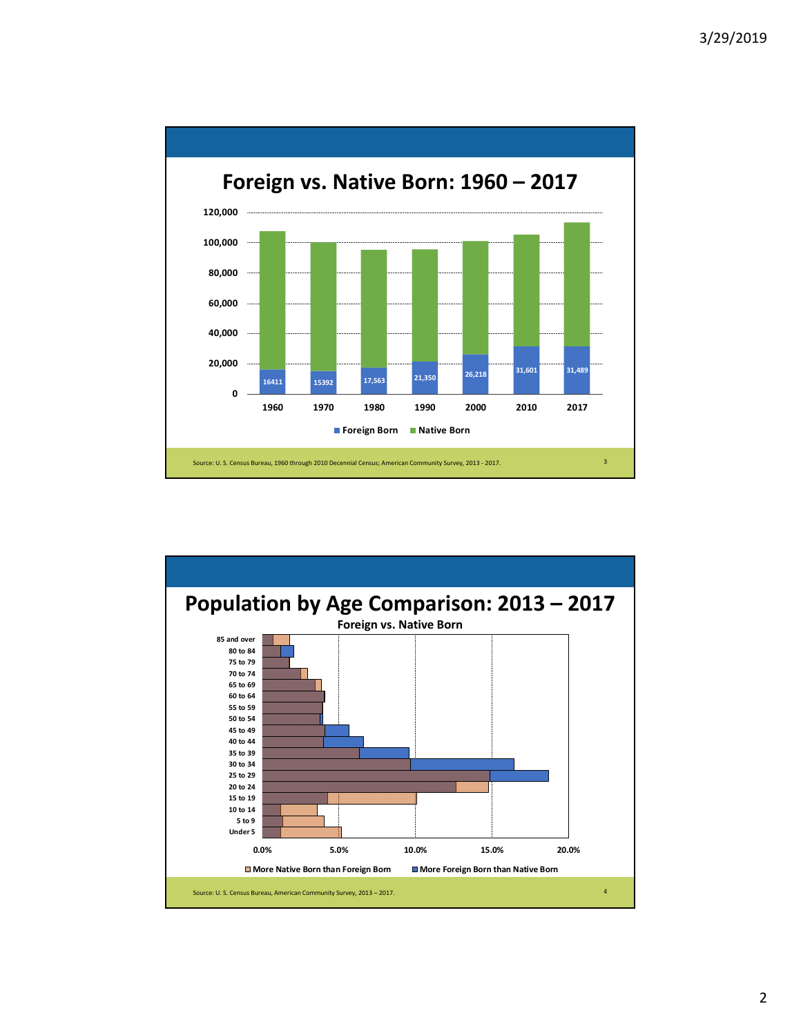# Foreign vs. Native Born: 1960 – 2017

| Year | Foreign Born |
|---|---|
| 1960 | 16411 |
| 1970 | 15392 |
| 1980 | 17,563 |
| 1990 | 21,350 |
| 2000 | 26,218 |
| 2010 | 31,601 |
| 2017 | 31,489 |

■ Foreign Born ■ Native Born

Source: U. S. Census Bureau, 1960 through 2010 Decennial Census; American Community Survey, 2013 - 2017.

# Population by Age Comparison: 2013 – 2017

**Foreign vs. Native Born**

Age groups: 85 and over, 80 to 84, 75 to 79, 70 to 74, 65 to 69, 60 to 64, 55 to 59, 50 to 54, 45 to 49, 40 to 44, 35 to 39, 30 to 34, 25 to 29, 20 to 24, 15 to 19, 10 to 14, 5 to 9, Under 5

0.0% 5.0% 10.0% 15.0% 20.0%

■ More Native Born than Foreign Born ■ More Foreign Born than Native Born

Source: U. S. Census Bureau, American Community Survey, 2013 – 2017.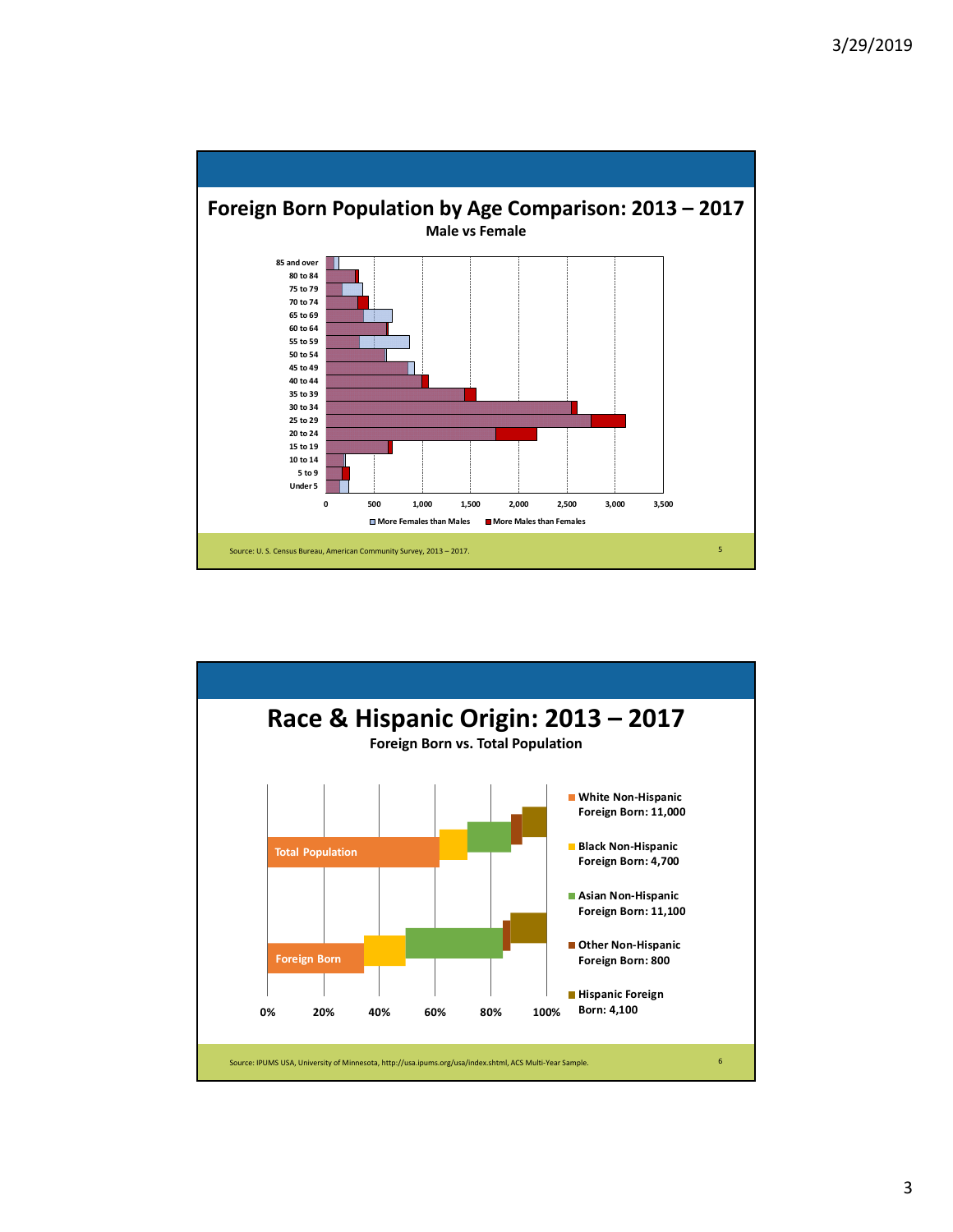## Foreign Born Population by Age Comparison: 2013 – 2017

**Male vs Female**

85 and over
80 to 84
75 to 79
70 to 74
65 to 69
60 to 64
55 to 59
50 to 54
45 to 49
40 to 44
35 to 39
30 to 34
25 to 29
20 to 24
15 to 19
10 to 14
5 to 9
Under 5

0 500 1,000 1,500 2,000 2,500 3,000 3,500

More Females than Males | More Males than Females

Source: U. S. Census Bureau, American Community Survey, 2013 – 2017.

## Race & Hispanic Origin: 2013 – 2017

**Foreign Born vs. Total Population**

Total Population

Foreign Born

0% 20% 40% 60% 80% 100%

- **White Non-Hispanic Foreign Born: 11,000**
- **Black Non-Hispanic Foreign Born: 4,700**
- **Asian Non-Hispanic Foreign Born: 11,100**
- **Other Non-Hispanic Foreign Born: 800**
- **Hispanic Foreign Born: 4,100**

Source: IPUMS USA, University of Minnesota, http://usa.ipums.org/usa/index.shtml, ACS Multi-Year Sample.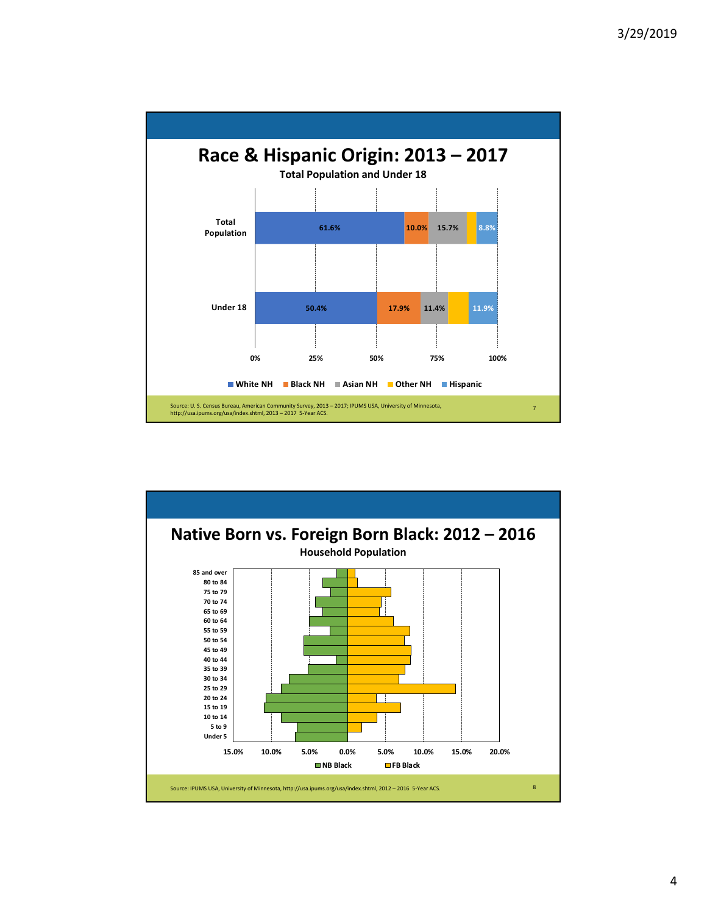# Race & Hispanic Origin: 2013 – 2017

**Total Population and Under 18**

| | White NH | Black NH | Asian NH | Other NH | Hispanic |
|---|---|---|---|---|---|
| Total Population | 61.6% | 10.0% | 15.7% | | 8.8% |
| Under 18 | 50.4% | 17.9% | 11.4% | | 11.9% |

Source: U. S. Census Bureau, American Community Survey, 2013 – 2017; IPUMS USA, University of Minnesota, http://usa.ipums.org/usa/index.shtml, 2013 – 2017 5-Year ACS.

# Native Born vs. Foreign Born Black: 2012 – 2016

**Household Population**

Age groups: 85 and over, 80 to 84, 75 to 79, 70 to 74, 65 to 69, 60 to 64, 55 to 59, 50 to 54, 45 to 49, 40 to 44, 35 to 39, 30 to 34, 25 to 29, 20 to 24, 15 to 19, 10 to 14, 5 to 9, Under 5

Legend: NB Black, FB Black

Source: IPUMS USA, University of Minnesota, http://usa.ipums.org/usa/index.shtml, 2012 – 2016 5-Year ACS.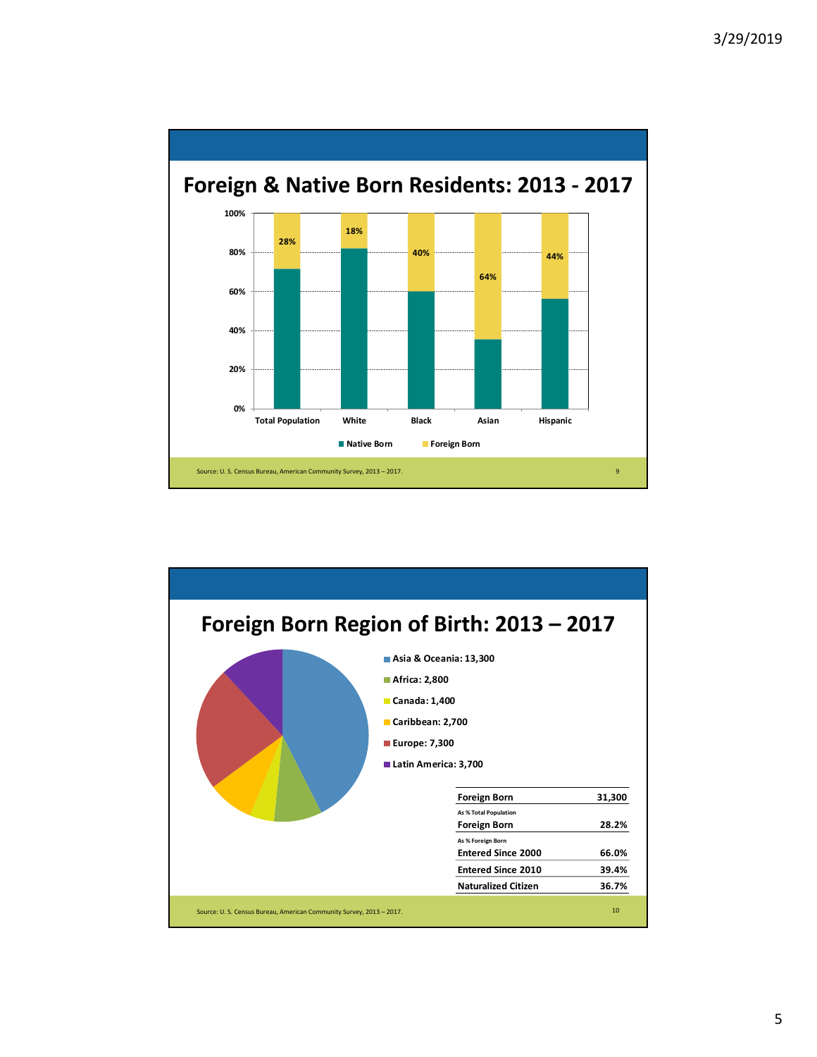## Foreign & Native Born Residents: 2013 - 2017

| | Native Born | Foreign Born |
|---|---|---|
| Total Population | | 28% |
| White | | 18% |
| Black | | 40% |
| Asian | | 64% |
| Hispanic | | 44% |

Source: U. S. Census Bureau, American Community Survey, 2013 – 2017.

## Foreign Born Region of Birth: 2013 – 2017

- Asia & Oceania: 13,300
- Africa: 2,800
- Canada: 1,400
- Caribbean: 2,700
- Europe: 7,300
- Latin America: 3,700

| | |
|---|---|
| Foreign Born | 31,300 |
| *As % Total Population* | |
| Foreign Born | 28.2% |
| *As % Foreign Born* | |
| Entered Since 2000 | 66.0% |
| Entered Since 2010 | 39.4% |
| Naturalized Citizen | 36.7% |

Source: U. S. Census Bureau, American Community Survey, 2013 – 2017.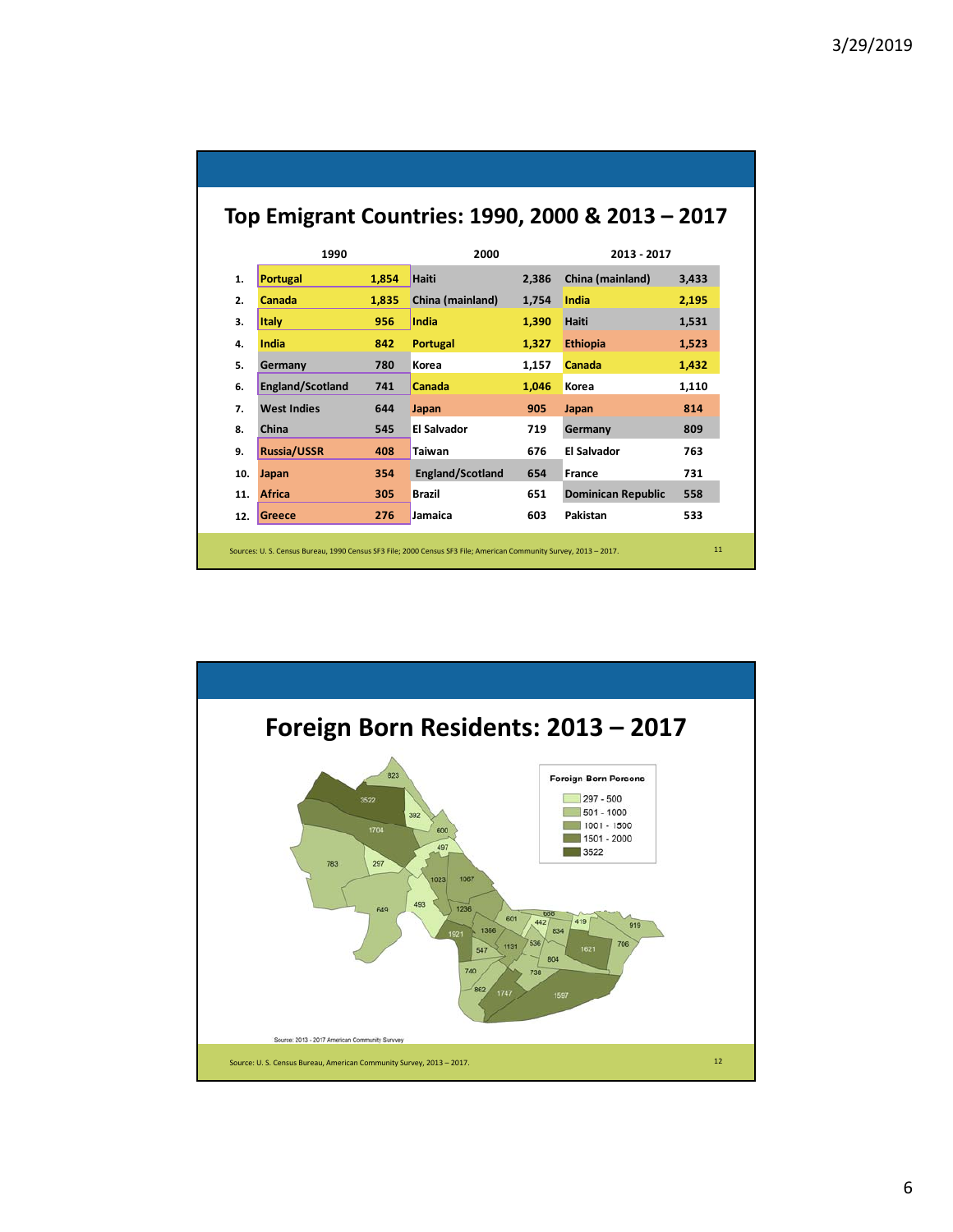## Top Emigrant Countries: 1990, 2000 & 2013 – 2017

| | 1990 | | 2000 | | 2013 - 2017 | |
|---|---|---|---|---|---|---|
| 1. | Portugal | 1,854 | Haiti | 2,386 | China (mainland) | 3,433 |
| 2. | Canada | 1,835 | China (mainland) | 1,754 | India | 2,195 |
| 3. | Italy | 956 | India | 1,390 | Haiti | 1,531 |
| 4. | India | 842 | Portugal | 1,327 | Ethiopia | 1,523 |
| 5. | Germany | 780 | Korea | 1,157 | Canada | 1,432 |
| 6. | England/Scotland | 741 | Canada | 1,046 | Korea | 1,110 |
| 7. | West Indies | 644 | Japan | 905 | Japan | 814 |
| 8. | China | 545 | El Salvador | 719 | Germany | 809 |
| 9. | Russia/USSR | 408 | Taiwan | 676 | El Salvador | 763 |
| 10. | Japan | 354 | England/Scotland | 654 | France | 731 |
| 11. | Africa | 305 | Brazil | 651 | Dominican Republic | 558 |
| 12. | Greece | 276 | Jamaica | 603 | Pakistan | 533 |

Sources: U. S. Census Bureau, 1990 Census SF3 File; 2000 Census SF3 File; American Community Survey, 2013 – 2017.

## Foreign Born Residents: 2013 – 2017

Foreign Born Persons
- 297 - 500
- 501 - 1000
- 1001 - 1500
- 1501 - 2000
- 3522

Source: 2013 - 2017 American Community Survey

Source: U. S. Census Bureau, American Community Survey, 2013 – 2017.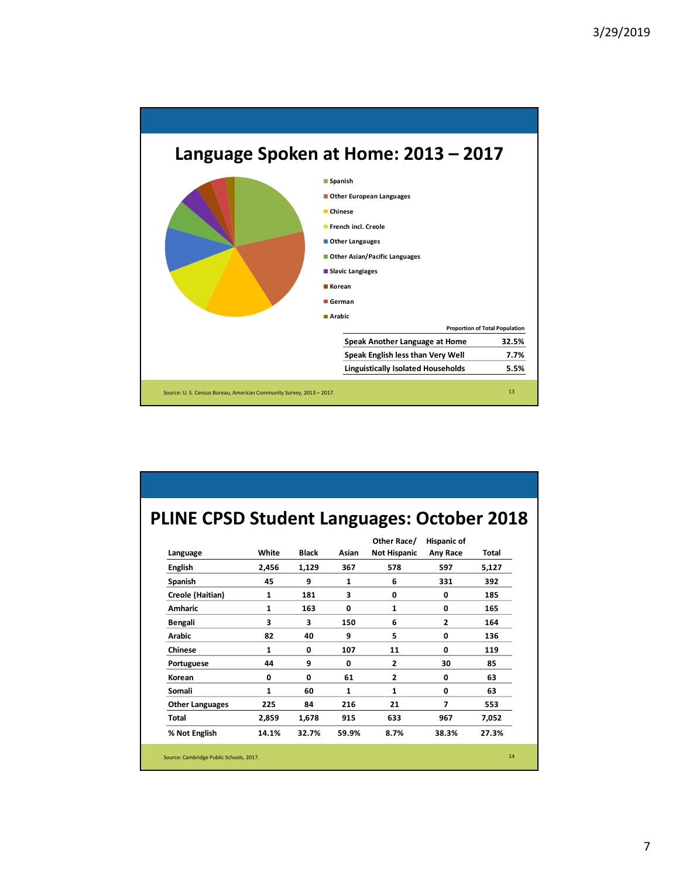## Language Spoken at Home: 2013 – 2017

- Spanish
- Other European Languages
- Chinese
- French incl. Creole
- Other Langauges
- Other Asian/Pacific Languages
- Slavic Langiages
- Korean
- German
- Arabic

| | Proportion of Total Population |
|---|---|
| Speak Another Language at Home | 32.5% |
| Speak English less than Very Well | 7.7% |
| Linguistically Isolated Households | 5.5% |

Source: U. S. Census Bureau, American Community Survey, 2013 – 2017.

## PLINE CPSD Student Languages: October 2018

| Language | White | Black | Asian | Other Race/ Not Hispanic | Hispanic of Any Race | Total |
|---|---|---|---|---|---|---|
| English | 2,456 | 1,129 | 367 | 578 | 597 | 5,127 |
| Spanish | 45 | 9 | 1 | 6 | 331 | 392 |
| Creole (Haitian) | 1 | 181 | 3 | 0 | 0 | 185 |
| Amharic | 1 | 163 | 0 | 1 | 0 | 165 |
| Bengali | 3 | 3 | 150 | 6 | 2 | 164 |
| Arabic | 82 | 40 | 9 | 5 | 0 | 136 |
| Chinese | 1 | 0 | 107 | 11 | 0 | 119 |
| Portuguese | 44 | 9 | 0 | 2 | 30 | 85 |
| Korean | 0 | 0 | 61 | 2 | 0 | 63 |
| Somali | 1 | 60 | 1 | 1 | 0 | 63 |
| Other Languages | 225 | 84 | 216 | 21 | 7 | 553 |
| Total | 2,859 | 1,678 | 915 | 633 | 967 | 7,052 |
| % Not English | 14.1% | 32.7% | 59.9% | 8.7% | 38.3% | 27.3% |

Source: Cambridge Public Schools, 2017.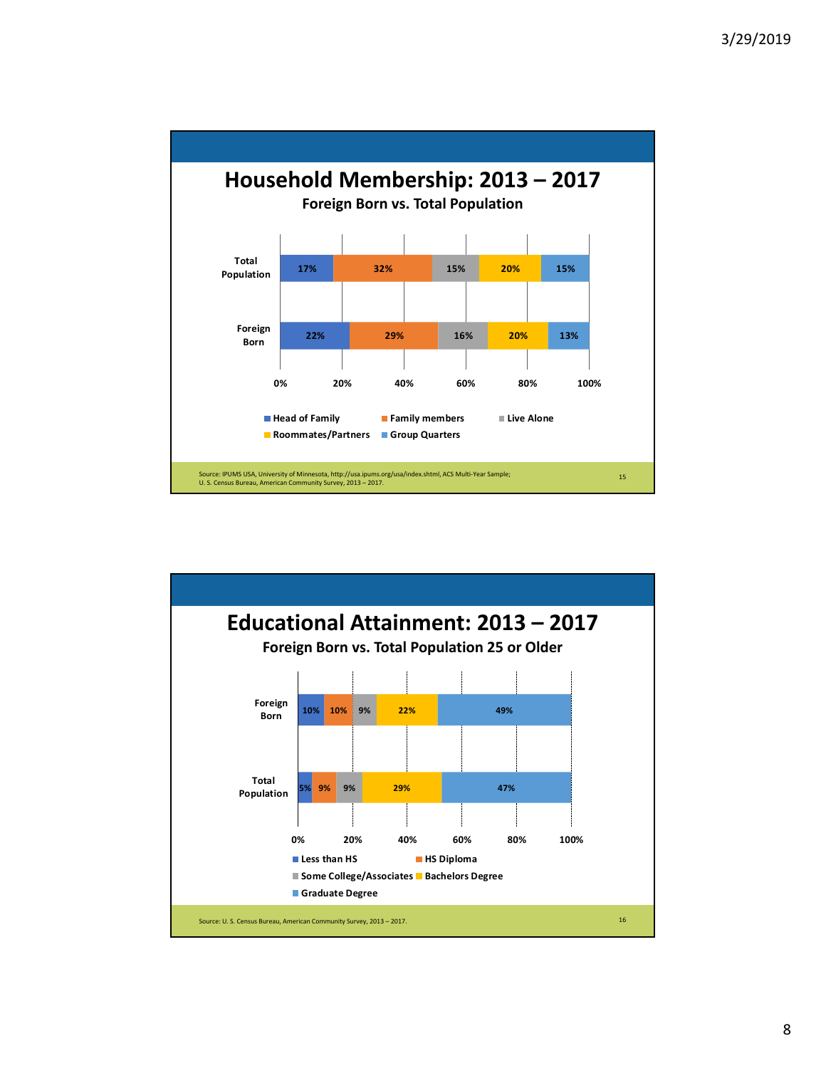## Household Membership: 2013 – 2017

**Foreign Born vs. Total Population**

| | Head of Family | Family members | Live Alone | Roommates/Partners | Group Quarters |
|---|---|---|---|---|---|
| Total Population | 17% | 32% | 15% | 20% | 15% |
| Foreign Born | 22% | 29% | 16% | 20% | 13% |

Source: IPUMS USA, University of Minnesota, http://usa.ipums.org/usa/index.shtml, ACS Multi-Year Sample; U. S. Census Bureau, American Community Survey, 2013 – 2017.

## Educational Attainment: 2013 – 2017

**Foreign Born vs. Total Population 25 or Older**

| | Less than HS | HS Diploma | Some College/Associates | Bachelors Degree | Graduate Degree |
|---|---|---|---|---|---|
| Foreign Born | 10% | 10% | 9% | 22% | 49% |
| Total Population | 5% | 9% | 9% | 29% | 47% |

Source: U. S. Census Bureau, American Community Survey, 2013 – 2017.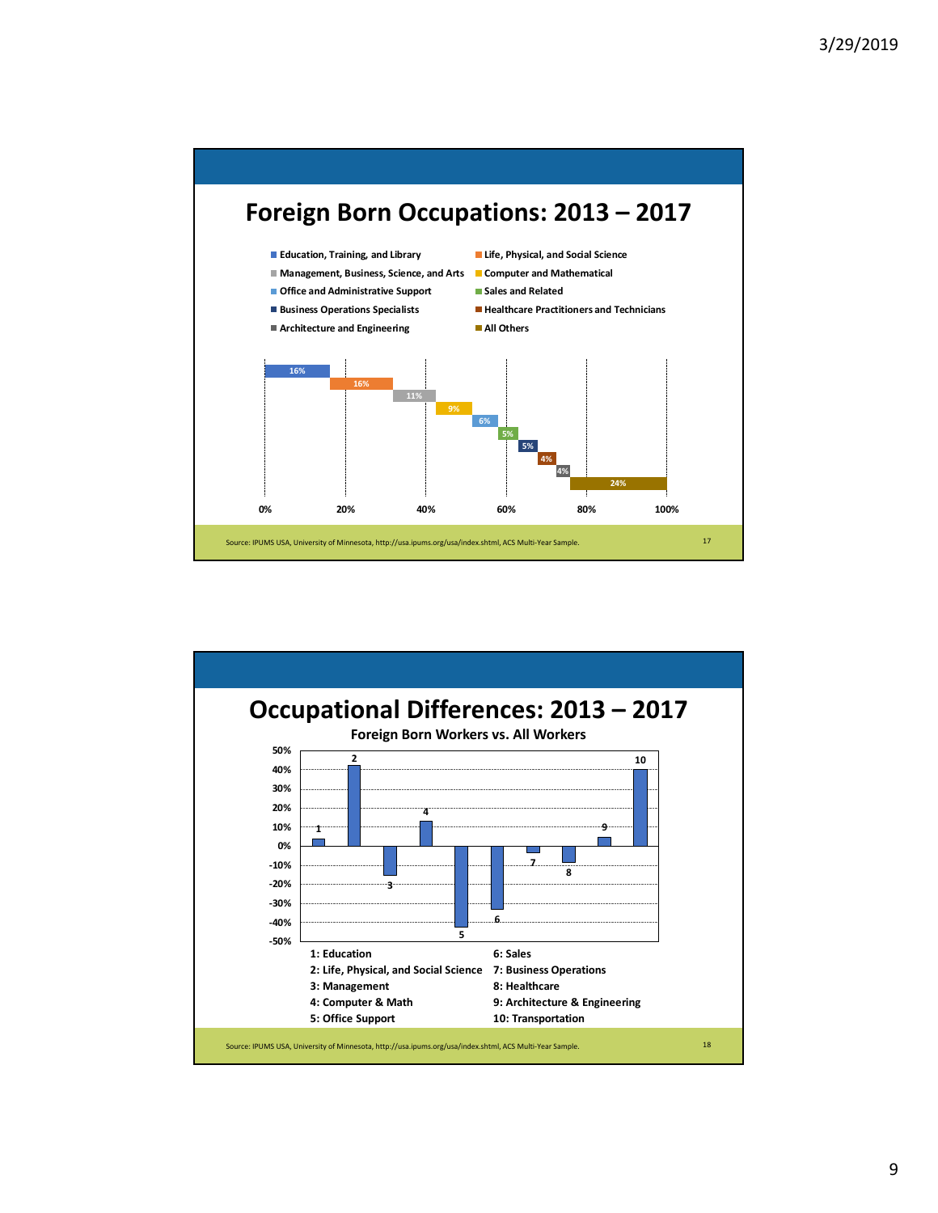## Foreign Born Occupations: 2013 – 2017

| Occupation | Share |
| --- | --- |
| Education, Training, and Library | 16% |
| Life, Physical, and Social Science | 16% |
| Management, Business, Science, and Arts | 11% |
| Computer and Mathematical | 9% |
| Office and Administrative Support | 6% |
| Sales and Related | 5% |
| Business Operations Specialists | 5% |
| Healthcare Practitioners and Technicians | 4% |
| Architecture and Engineering | 4% |
| All Others | 24% |

Source: IPUMS USA, University of Minnesota, http://usa.ipums.org/usa/index.shtml, ACS Multi-Year Sample.

## Occupational Differences: 2013 – 2017

**Foreign Born Workers vs. All Workers**

1: Education
2: Life, Physical, and Social Science
3: Management
4: Computer & Math
5: Office Support
6: Sales
7: Business Operations
8: Healthcare
9: Architecture & Engineering
10: Transportation

Source: IPUMS USA, University of Minnesota, http://usa.ipums.org/usa/index.shtml, ACS Multi-Year Sample.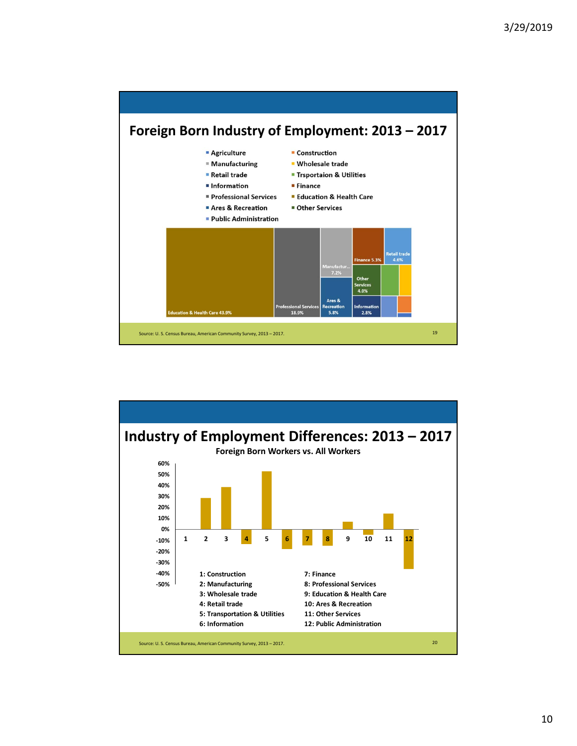## Foreign Born Industry of Employment: 2013 – 2017

- Agriculture
- Construction
- Manufacturing
- Wholesale trade
- Retail trade
- Trsportaion & Utilities
- Information
- Finance
- Professional Services
- Education & Health Care
- Ares & Recreation
- Other Services
- Public Administration

Education & Health Care 43.9%

Professional Services 18.9%

Manufactur... 7.2%

Ares & Recreation 5.8%

Finance 5.3%

Retail trade 4.6%

Other Services 4.0%

Information 2.8%

Source: U. S. Census Bureau, American Community Survey, 2013 – 2017.

## Industry of Employment Differences: 2013 – 2017

Foreign Born Workers vs. All Workers

60%, 50%, 40%, 30%, 20%, 10%, 0%, -10%, -20%, -30%, -40%, -50%

1 2 3 4 5 6 7 8 9 10 11 12

1: Construction
2: Manufacturing
3: Wholesale trade
4: Retail trade
5: Transportation & Utilities
6: Information
7: Finance
8: Professional Services
9: Education & Health Care
10: Ares & Recreation
11: Other Services
12: Public Administration

Source: U. S. Census Bureau, American Community Survey, 2013 – 2017.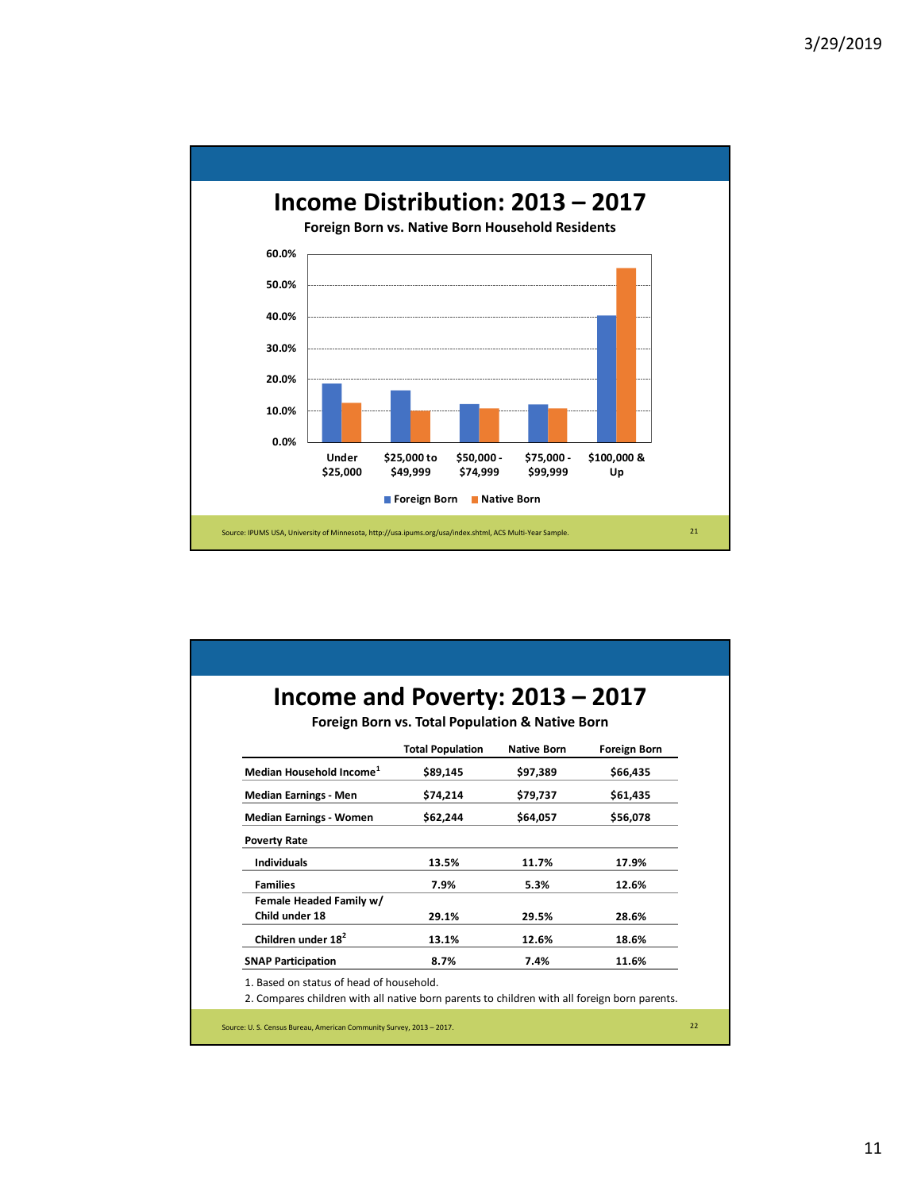# Income Distribution: 2013 – 2017

**Foreign Born vs. Native Born Household Residents**

Source: IPUMS USA, University of Minnesota, http://usa.ipums.org/usa/index.shtml, ACS Multi-Year Sample.

# Income and Poverty: 2013 – 2017

**Foreign Born vs. Total Population & Native Born**

| | Total Population | Native Born | Foreign Born |
|---|---|---|---|
| **Median Household Income[1]** | $89,145 | $97,389 | $66,435 |
| **Median Earnings - Men** | $74,214 | $79,737 | $61,435 |
| **Median Earnings - Women** | $62,244 | $64,057 | $56,078 |
| **Poverty Rate** | | | |
| Individuals | 13.5% | 11.7% | 17.9% |
| Families | 7.9% | 5.3% | 12.6% |
| Female Headed Family w/ Child under 18 | 29.1% | 29.5% | 28.6% |
| Children under 18[2] | 13.1% | 12.6% | 18.6% |
| **SNAP Participation** | 8.7% | 7.4% | 11.6% |

1. Based on status of head of household.
2. Compares children with all native born parents to children with all foreign born parents.

Source: U. S. Census Bureau, American Community Survey, 2013 – 2017.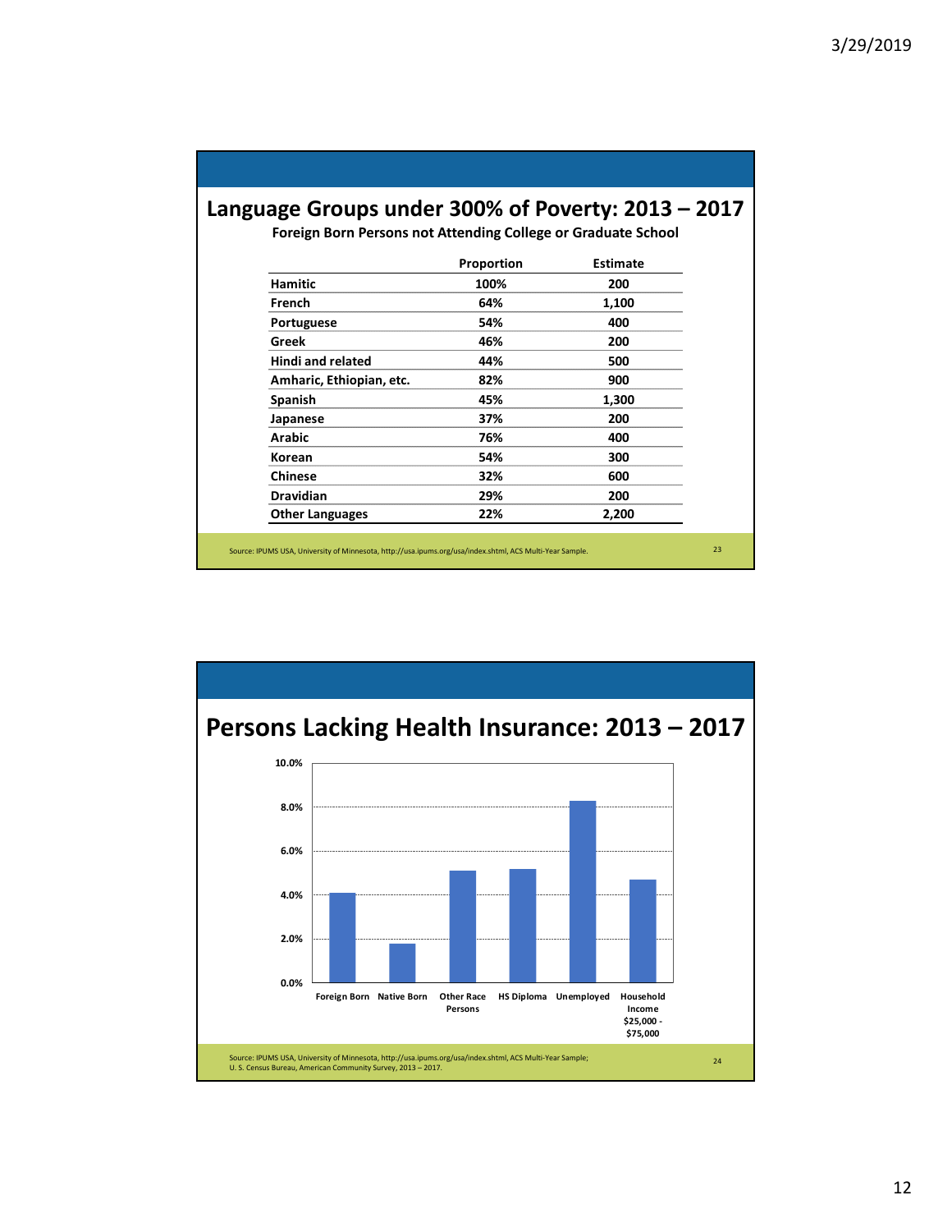## Language Groups under 300% of Poverty: 2013 – 2017

**Foreign Born Persons not Attending College or Graduate School**

| | Proportion | Estimate |
|---|---|---|
| **Hamitic** | **100%** | **200** |
| **French** | **64%** | **1,100** |
| **Portuguese** | **54%** | **400** |
| **Greek** | **46%** | **200** |
| **Hindi and related** | **44%** | **500** |
| **Amharic, Ethiopian, etc.** | **82%** | **900** |
| **Spanish** | **45%** | **1,300** |
| **Japanese** | **37%** | **200** |
| **Arabic** | **76%** | **400** |
| **Korean** | **54%** | **300** |
| **Chinese** | **32%** | **600** |
| **Dravidian** | **29%** | **200** |
| **Other Languages** | **22%** | **2,200** |

Source: IPUMS USA, University of Minnesota, http://usa.ipums.org/usa/index.shtml, ACS Multi-Year Sample.

## Persons Lacking Health Insurance: 2013 – 2017

| Category | Percent (approx.) |
|---|---|
| Foreign Born | 4.1% |
| Native Born | 1.8% |
| Other Race Persons | 5.1% |
| HS Diploma | 5.2% |
| Unemployed | 8.3% |
| Household Income $25,000 - $75,000 | 4.7% |

Source: IPUMS USA, University of Minnesota, http://usa.ipums.org/usa/index.shtml, ACS Multi-Year Sample;
U. S. Census Bureau, American Community Survey, 2013 – 2017.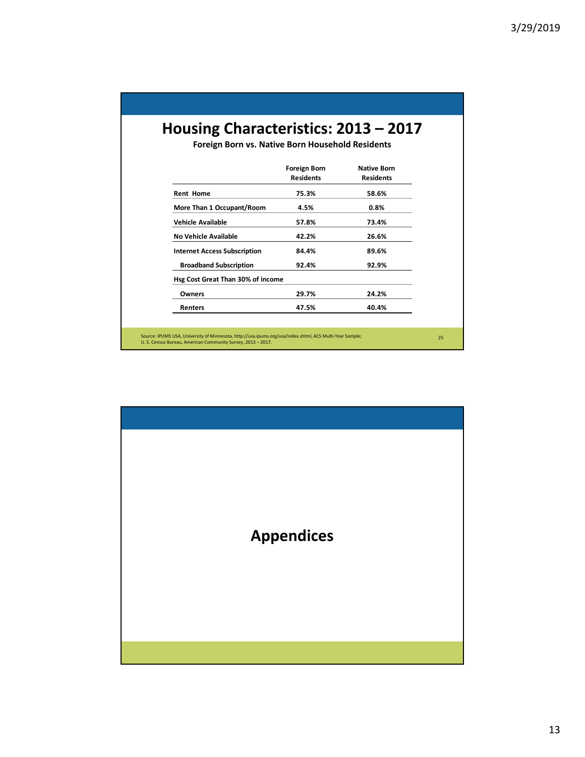# Housing Characteristics: 2013 – 2017

**Foreign Born vs. Native Born Household Residents**

| | Foreign Born Residents | Native Born Residents |
|---|---|---|
| **Rent Home** | **75.3%** | **58.6%** |
| **More Than 1 Occupant/Room** | **4.5%** | **0.8%** |
| **Vehicle Available** | **57.8%** | **73.4%** |
| **No Vehicle Available** | **42.2%** | **26.6%** |
| **Internet Access Subscription** | **84.4%** | **89.6%** |
| **Broadband Subscription** | **92.4%** | **92.9%** |
| **Hsg Cost Great Than 30% of income** | | |
| **Owners** | **29.7%** | **24.2%** |
| **Renters** | **47.5%** | **40.4%** |

Source: IPUMS USA, University of Minnesota, http://usa.ipums.org/usa/index.shtml, ACS Multi-Year Sample; U. S. Census Bureau, American Community Survey, 2013 – 2017.

# Appendices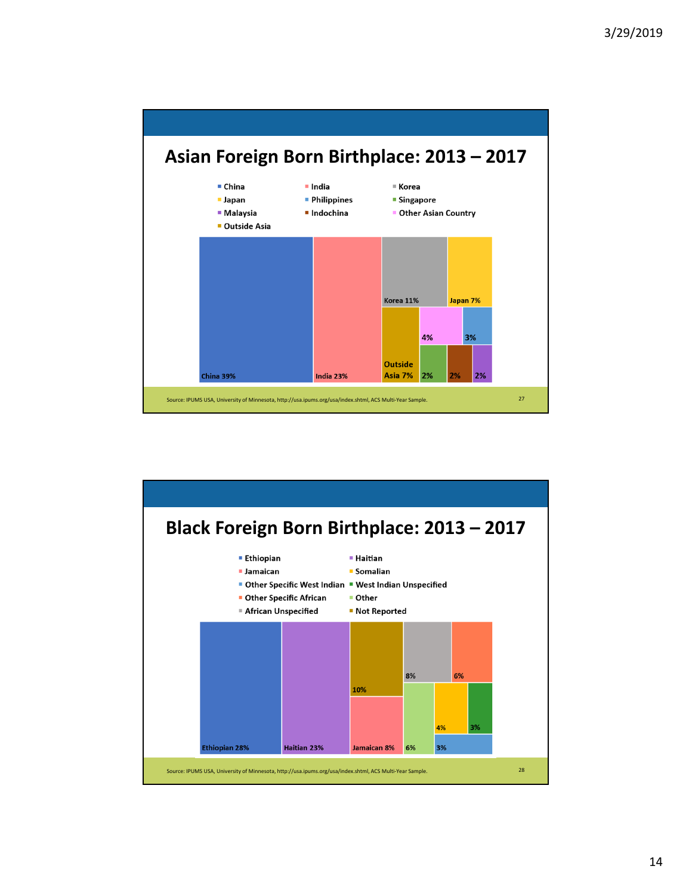## Asian Foreign Born Birthplace: 2013 – 2017

- China
- India
- Korea
- Japan
- Philippines
- Singapore
- Malaysia
- Indochina
- Other Asian Country
- Outside Asia

China 39%, India 23%, Korea 11%, Japan 7%, Outside Asia 7%, 4%, 3%, 2%, 2%, 2%

Source: IPUMS USA, University of Minnesota, http://usa.ipums.org/usa/index.shtml, ACS Multi-Year Sample.

## Black Foreign Born Birthplace: 2013 – 2017

- Ethiopian
- Haitian
- Jamaican
- Somalian
- Other Specific West Indian
- West Indian Unspecified
- Other Specific African
- Other
- African Unspecified
- Not Reported

Ethiopian 28%, Haitian 23%, 10%, Jamaican 8%, 8%, 6%, 6%, 4%, 3%, 3%

Source: IPUMS USA, University of Minnesota, http://usa.ipums.org/usa/index.shtml, ACS Multi-Year Sample.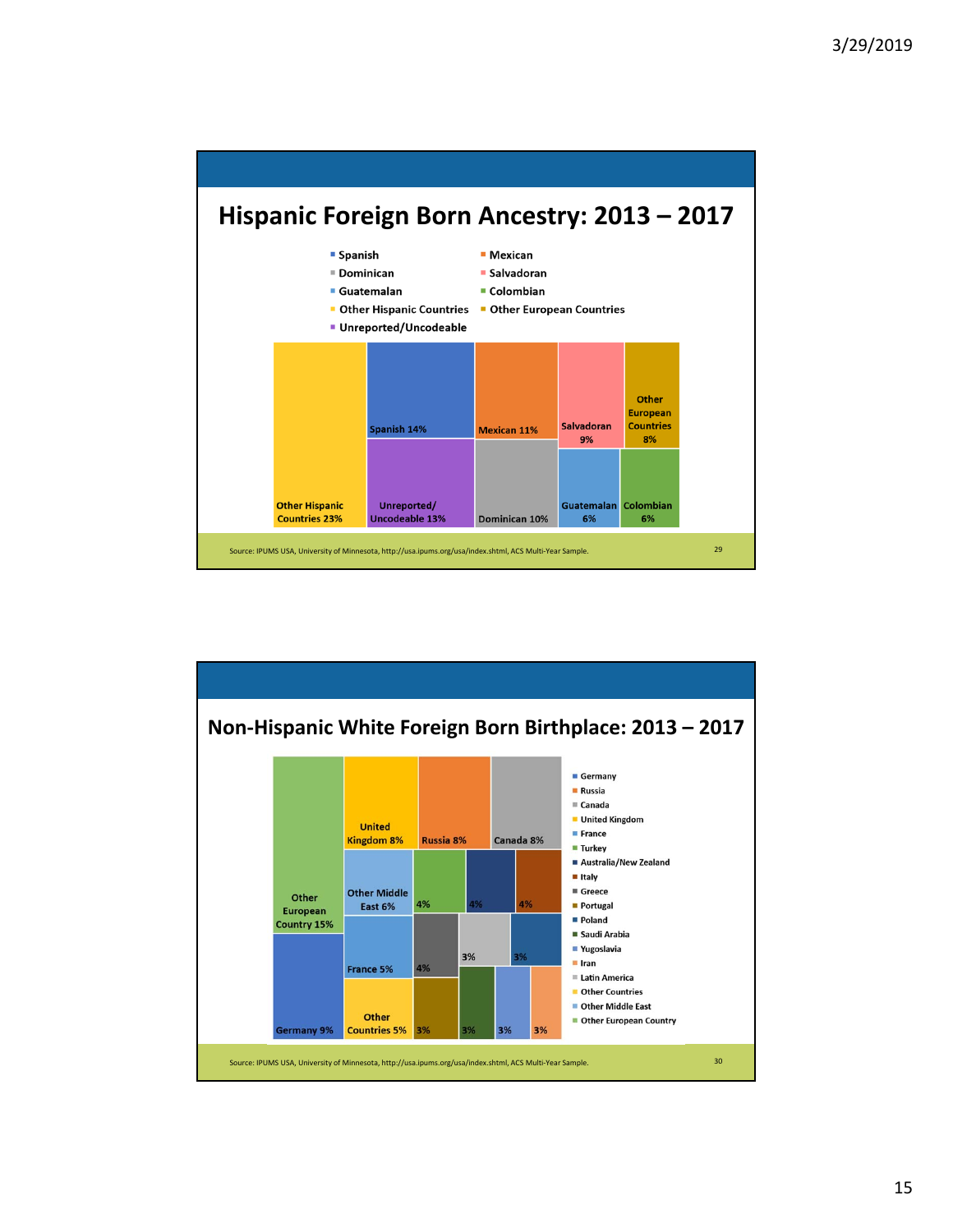## Hispanic Foreign Born Ancestry: 2013 – 2017

- Spanish
- Mexican
- Dominican
- Salvadoran
- Guatemalan
- Colombian
- Other Hispanic Countries
- Other European Countries
- Unreported/Uncodeable

| Ancestry | Share |
|---|---|
| Other Hispanic Countries | 23% |
| Spanish | 14% |
| Unreported/Uncodeable | 13% |
| Mexican | 11% |
| Dominican | 10% |
| Salvadoran | 9% |
| Other European Countries | 8% |
| Guatemalan | 6% |
| Colombian | 6% |

Source: IPUMS USA, University of Minnesota, http://usa.ipums.org/usa/index.shtml, ACS Multi-Year Sample.

## Non-Hispanic White Foreign Born Birthplace: 2013 – 2017

- Germany
- Russia
- Canada
- United Kingdom
- France
- Turkey
- Australia/New Zealand
- Italy
- Greece
- Portugal
- Poland
- Saudi Arabia
- Yugoslavia
- Iran
- Latin America
- Other Countries
- Other Middle East
- Other European Country

| Birthplace | Share |
|---|---|
| Other European Country | 15% |
| Germany | 9% |
| United Kingdom | 8% |
| Russia | 8% |
| Canada | 8% |
| Other Middle East | 6% |
| France | 5% |
| Other Countries | 5% |
| Turkey | 4% |
| Australia/New Zealand | 4% |
| Italy | 4% |
| Greece | 4% |
| Latin America | 3% |
| Poland | 3% |
| Portugal | 3% |
| Saudi Arabia | 3% |
| Yugoslavia | 3% |
| Iran | 3% |

Source: IPUMS USA, University of Minnesota, http://usa.ipums.org/usa/index.shtml, ACS Multi-Year Sample.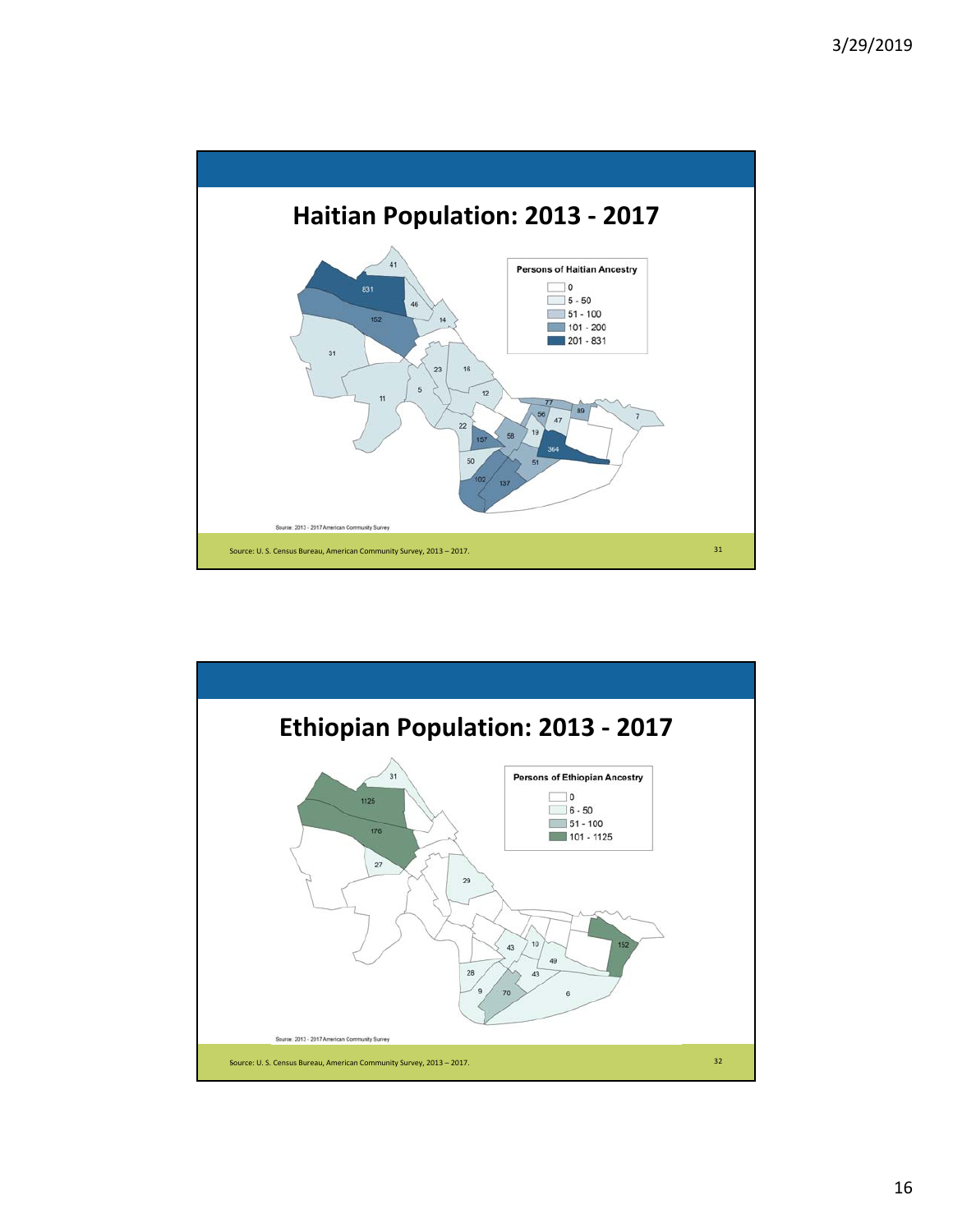## Haitian Population: 2013 - 2017

**Persons of Haitian Ancestry**

- 0
- 5 - 50
- 51 - 100
- 101 - 200
- 201 - 831

Source: 2013 - 2017 American Community Survey

Source: U. S. Census Bureau, American Community Survey, 2013 – 2017.

## Ethiopian Population: 2013 - 2017

**Persons of Ethiopian Ancestry**

- 0
- 6 - 50
- 51 - 100
- 101 - 1125

Source: 2013 - 2017 American Community Survey

Source: U. S. Census Bureau, American Community Survey, 2013 – 2017.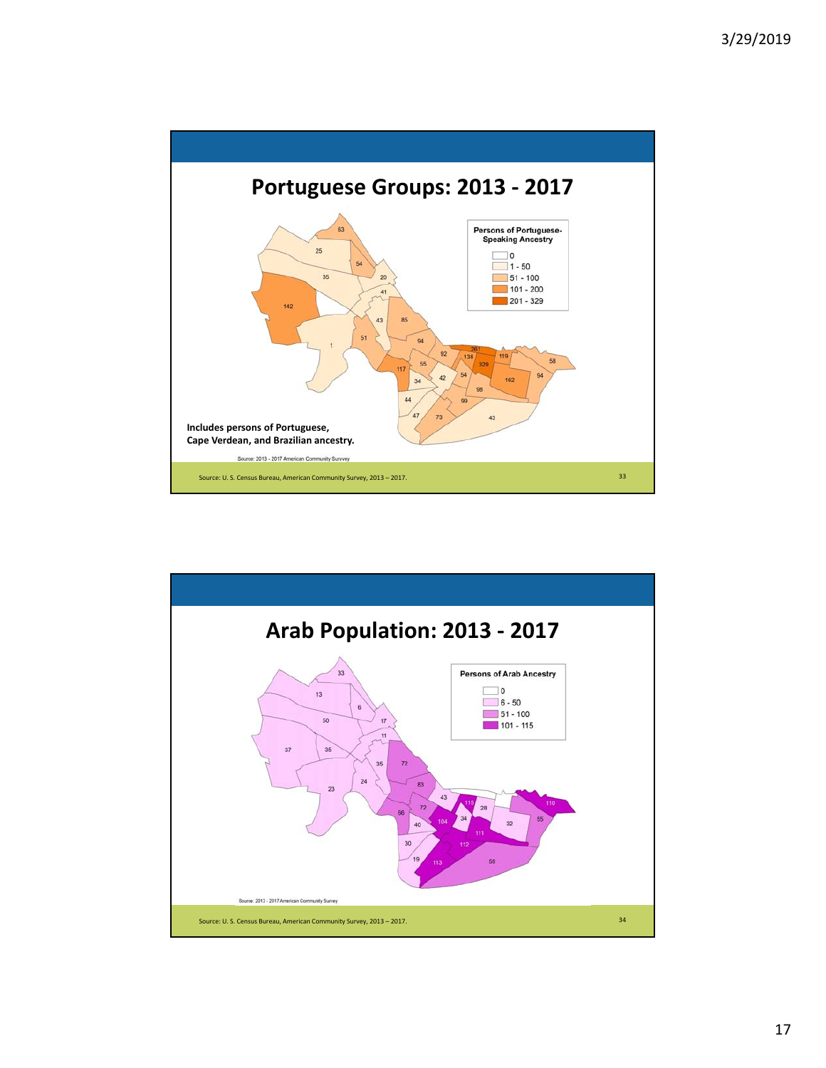## Portuguese Groups: 2013 - 2017

**Persons of Portuguese-Speaking Ancestry**

- 0
- 1 - 50
- 51 - 100
- 101 - 200
- 201 - 329

**Includes persons of Portuguese, Cape Verdean, and Brazilian ancestry.**

Source: 2013 - 2017 American Community Survey

Source: U. S. Census Bureau, American Community Survey, 2013 – 2017.

## Arab Population: 2013 - 2017

**Persons of Arab Ancestry**

- 0
- 6 - 50
- 51 - 100
- 101 - 115

Source: 2013 - 2017 American Community Survey

Source: U. S. Census Bureau, American Community Survey, 2013 – 2017.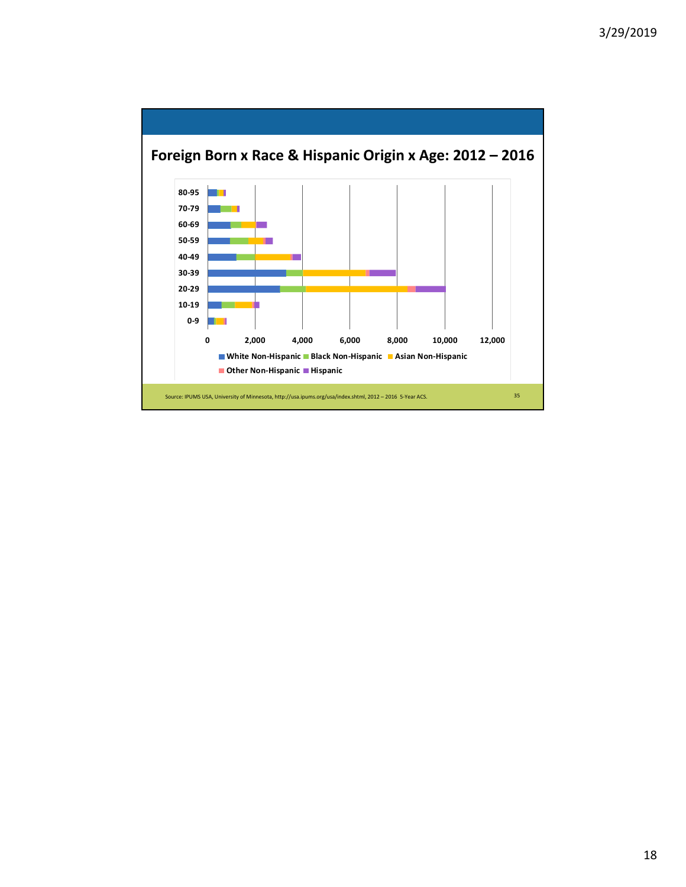## Foreign Born x Race & Hispanic Origin x Age: 2012 – 2016

80-95
70-79
60-69
50-59
40-49
30-39
20-29
10-19
0-9

0
2,000
4,000
6,000
8,000
10,000
12,000

White Non-Hispanic
Black Non-Hispanic
Asian Non-Hispanic
Other Non-Hispanic
Hispanic

Source: IPUMS USA, University of Minnesota, http://usa.ipums.org/usa/index.shtml, 2012 – 2016 5-Year ACS.